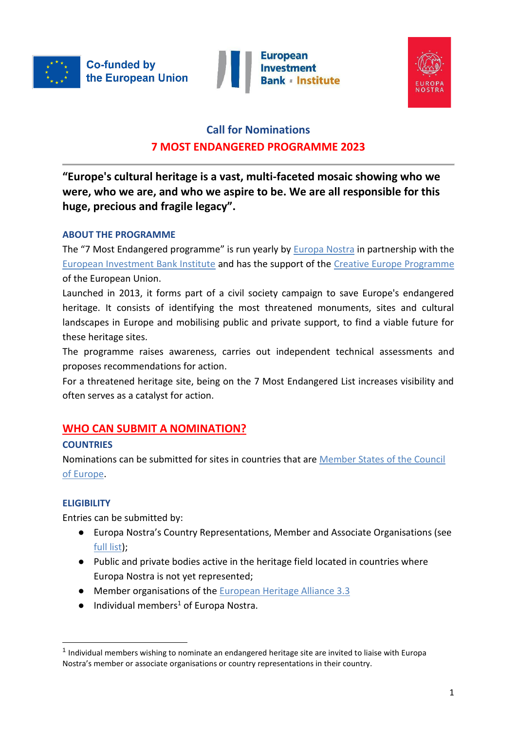Co-funded by the European Union

European Investment Bank · Institute

EUROPA NOSTRA

## Call for Nominations

# 7 MOST ENDANGERED PROGRAMME 2023

---

**"Europe's cultural heritage is a vast, multi-faceted mosaic showing who we were, who we are, and who we aspire to be. We are all responsible for this huge, precious and fragile legacy".**

### ABOUT THE PROGRAMME

The "7 Most Endangered programme" is run yearly by Europa Nostra in partnership with the European Investment Bank Institute and has the support of the Creative Europe Programme of the European Union.

Launched in 2013, it forms part of a civil society campaign to save Europe's endangered heritage. It consists of identifying the most threatened monuments, sites and cultural landscapes in Europe and mobilising public and private support, to find a viable future for these heritage sites.

The programme raises awareness, carries out independent technical assessments and proposes recommendations for action.

For a threatened heritage site, being on the 7 Most Endangered List increases visibility and often serves as a catalyst for action.

## WHO CAN SUBMIT A NOMINATION?

### COUNTRIES

Nominations can be submitted for sites in countries that are Member States of the Council of Europe.

### ELIGIBILITY

Entries can be submitted by:

- Europa Nostra's Country Representations, Member and Associate Organisations (see full list);
- Public and private bodies active in the heritage field located in countries where Europa Nostra is not yet represented;
- Member organisations of the European Heritage Alliance 3.3
- Individual members[1] of Europa Nostra.

---

[1] Individual members wishing to nominate an endangered heritage site are invited to liaise with Europa Nostra's member or associate organisations or country representations in their country.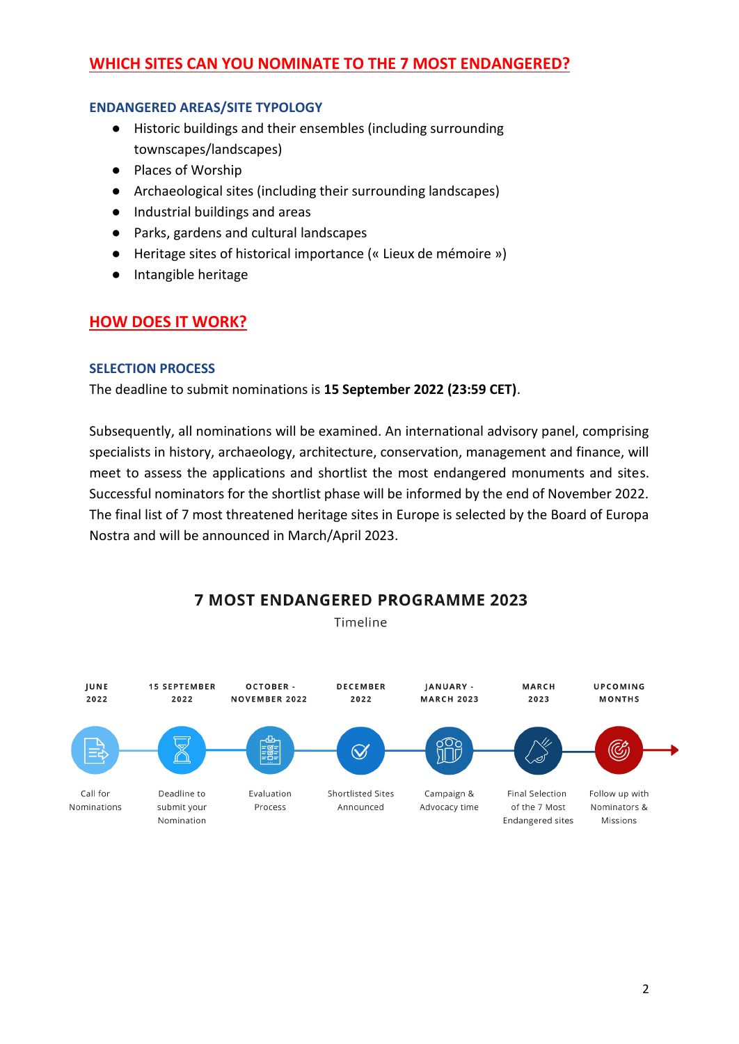## WHICH SITES CAN YOU NOMINATE TO THE 7 MOST ENDANGERED?

### ENDANGERED AREAS/SITE TYPOLOGY

- Historic buildings and their ensembles (including surrounding townscapes/landscapes)
- Places of Worship
- Archaeological sites (including their surrounding landscapes)
- Industrial buildings and areas
- Parks, gardens and cultural landscapes
- Heritage sites of historical importance (« Lieux de mémoire »)
- Intangible heritage

## HOW DOES IT WORK?

### SELECTION PROCESS

The deadline to submit nominations is **15 September 2022 (23:59 CET)**.

Subsequently, all nominations will be examined. An international advisory panel, comprising specialists in history, archaeology, architecture, conservation, management and finance, will meet to assess the applications and shortlist the most endangered monuments and sites. Successful nominators for the shortlist phase will be informed by the end of November 2022. The final list of 7 most threatened heritage sites in Europe is selected by the Board of Europa Nostra and will be announced in March/April 2023.

### 7 MOST ENDANGERED PROGRAMME 2023

Timeline

| JUNE 2022 | 15 SEPTEMBER 2022 | OCTOBER - NOVEMBER 2022 | DECEMBER 2022 | JANUARY - MARCH 2023 | MARCH 2023 | UPCOMING MONTHS |
|---|---|---|---|---|---|---|
| Call for Nominations | Deadline to submit your Nomination | Evaluation Process | Shortlisted Sites Announced | Campaign & Advocacy time | Final Selection of the 7 Most Endangered sites | Follow up with Nominators & Missions |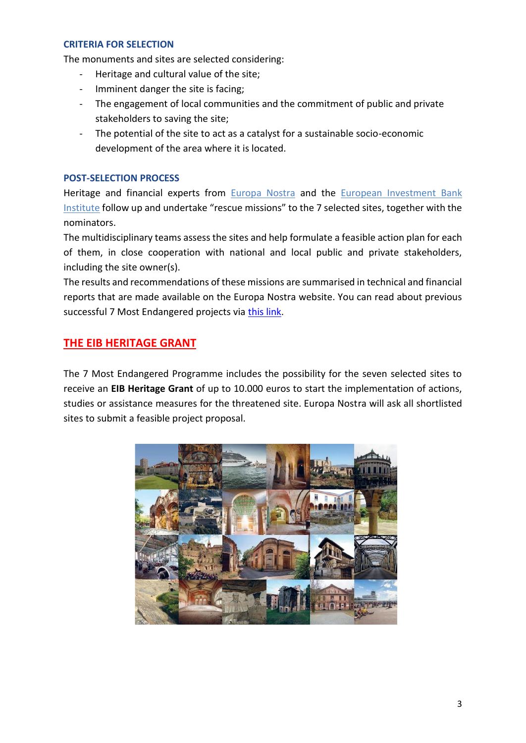### CRITERIA FOR SELECTION

The monuments and sites are selected considering:

- Heritage and cultural value of the site;
- Imminent danger the site is facing;
- The engagement of local communities and the commitment of public and private stakeholders to saving the site;
- The potential of the site to act as a catalyst for a sustainable socio-economic development of the area where it is located.

### POST-SELECTION PROCESS

Heritage and financial experts from Europa Nostra and the European Investment Bank Institute follow up and undertake "rescue missions" to the 7 selected sites, together with the nominators.

The multidisciplinary teams assess the sites and help formulate a feasible action plan for each of them, in close cooperation with national and local public and private stakeholders, including the site owner(s).

The results and recommendations of these missions are summarised in technical and financial reports that are made available on the Europa Nostra website. You can read about previous successful 7 Most Endangered projects via this link.

## THE EIB HERITAGE GRANT

The 7 Most Endangered Programme includes the possibility for the seven selected sites to receive an **EIB Heritage Grant** of up to 10.000 euros to start the implementation of actions, studies or assistance measures for the threatened site. Europa Nostra will ask all shortlisted sites to submit a feasible project proposal.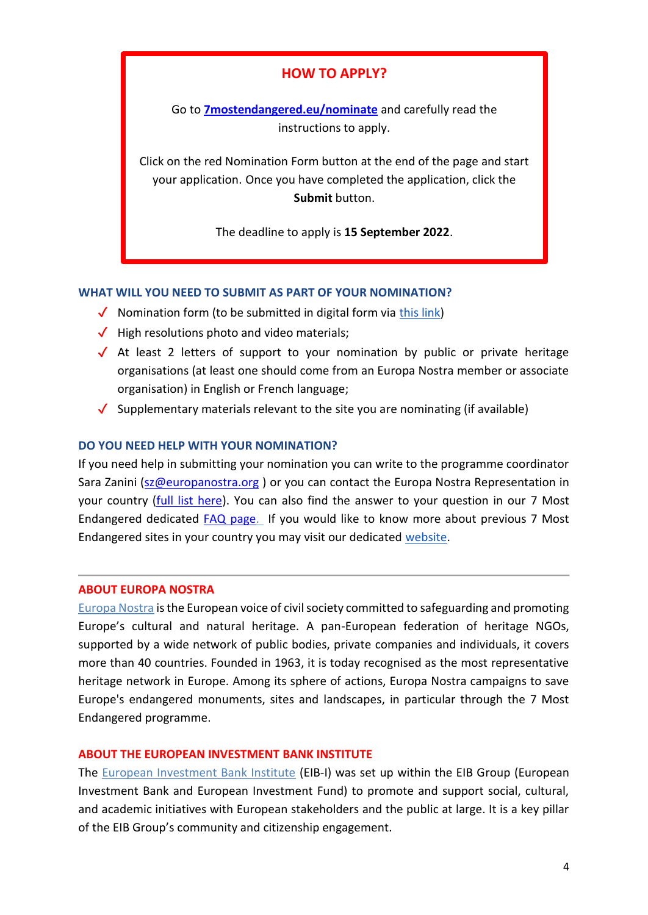## HOW TO APPLY?

Go to **7mostendangered.eu/nominate** and carefully read the instructions to apply.

Click on the red Nomination Form button at the end of the page and start your application. Once you have completed the application, click the **Submit** button.

The deadline to apply is **15 September 2022**.

### WHAT WILL YOU NEED TO SUBMIT AS PART OF YOUR NOMINATION?

- ✓ Nomination form (to be submitted in digital form via this link)
- ✓ High resolutions photo and video materials;
- ✓ At least 2 letters of support to your nomination by public or private heritage organisations (at least one should come from an Europa Nostra member or associate organisation) in English or French language;
- ✓ Supplementary materials relevant to the site you are nominating (if available)

### DO YOU NEED HELP WITH YOUR NOMINATION?

If you need help in submitting your nomination you can write to the programme coordinator Sara Zanini (sz@europanostra.org ) or you can contact the Europa Nostra Representation in your country (full list here). You can also find the answer to your question in our 7 Most Endangered dedicated FAQ page. If you would like to know more about previous 7 Most Endangered sites in your country you may visit our dedicated website.

---

### ABOUT EUROPA NOSTRA

Europa Nostra is the European voice of civil society committed to safeguarding and promoting Europe's cultural and natural heritage. A pan-European federation of heritage NGOs, supported by a wide network of public bodies, private companies and individuals, it covers more than 40 countries. Founded in 1963, it is today recognised as the most representative heritage network in Europe. Among its sphere of actions, Europa Nostra campaigns to save Europe's endangered monuments, sites and landscapes, in particular through the 7 Most Endangered programme.

### ABOUT THE EUROPEAN INVESTMENT BANK INSTITUTE

The European Investment Bank Institute (EIB-I) was set up within the EIB Group (European Investment Bank and European Investment Fund) to promote and support social, cultural, and academic initiatives with European stakeholders and the public at large. It is a key pillar of the EIB Group's community and citizenship engagement.